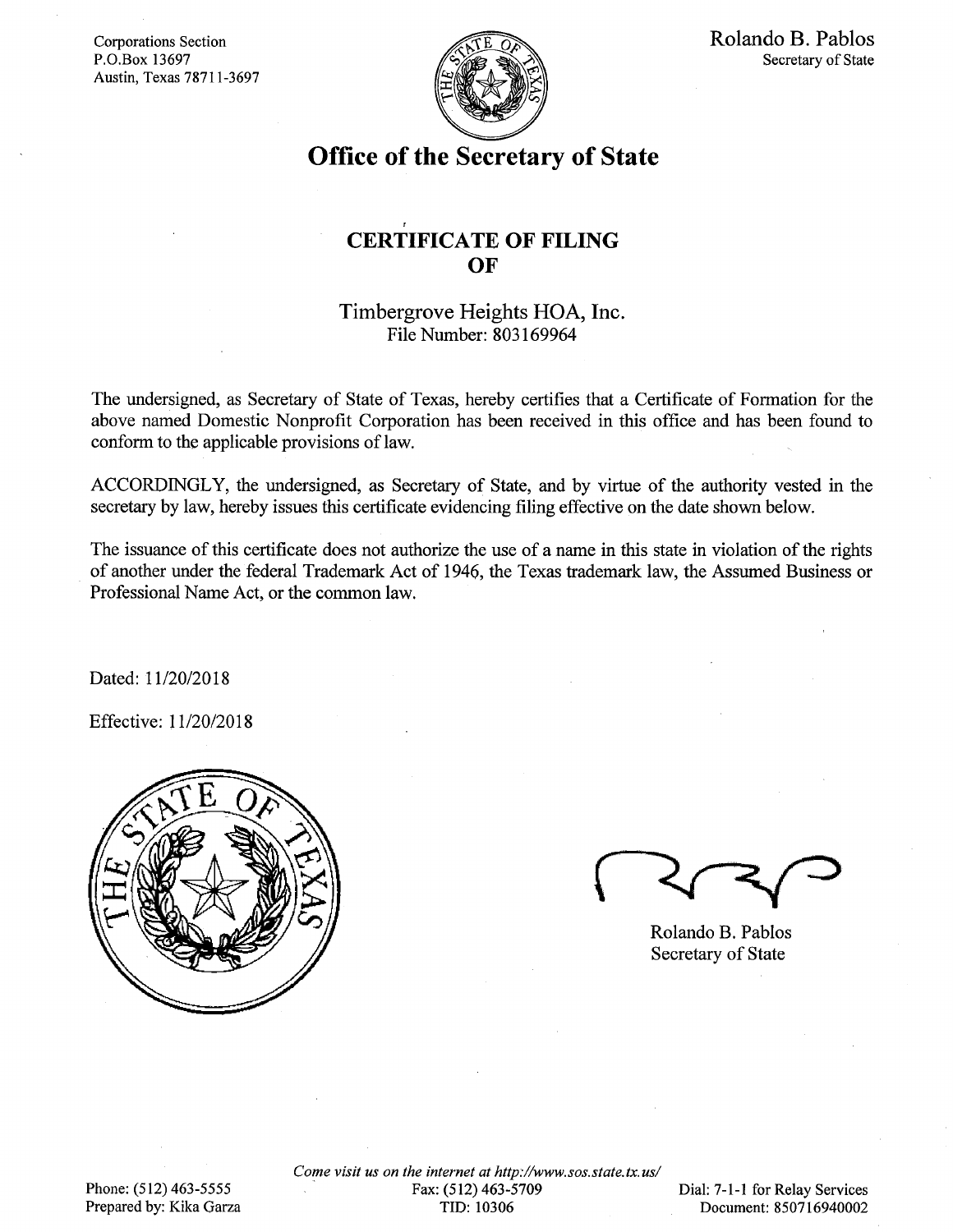Corporations Section
P.O.Box 13697
Austin, Texas 78711-3697

Rolando B. Pablos
Secretary of State

# Office of the Secretary of State

## CERTIFICATE OF FILING OF

Timbergrove Heights HOA, Inc.
File Number: 803169964

The undersigned, as Secretary of State of Texas, hereby certifies that a Certificate of Formation for the above named Domestic Nonprofit Corporation has been received in this office and has been found to conform to the applicable provisions of law.

ACCORDINGLY, the undersigned, as Secretary of State, and by virtue of the authority vested in the secretary by law, hereby issues this certificate evidencing filing effective on the date shown below.

The issuance of this certificate does not authorize the use of a name in this state in violation of the rights of another under the federal Trademark Act of 1946, the Texas trademark law, the Assumed Business or Professional Name Act, or the common law.

Dated: 11/20/2018

Effective: 11/20/2018

Rolando B. Pablos
Secretary of State

*Come visit us on the internet at http://www.sos.state.tx.us/*

Phone: (512) 463-5555
Prepared by: Kika Garza

Fax: (512) 463-5709
TID: 10306

Dial: 7-1-1 for Relay Services
Document: 850716940002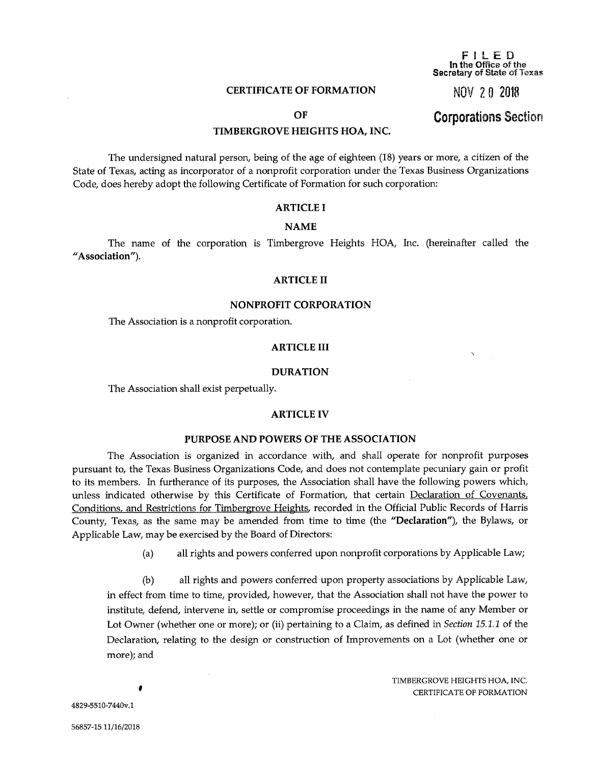FILED
In the Office of the
Secretary of State of Texas

NOV 20 2018

Corporations Section

# CERTIFICATE OF FORMATION

# OF

# TIMBERGROVE HEIGHTS HOA, INC.

The undersigned natural person, being of the age of eighteen (18) years or more, a citizen of the State of Texas, acting as incorporator of a nonprofit corporation under the Texas Business Organizations Code, does hereby adopt the following Certificate of Formation for such corporation:

## ARTICLE I

## NAME

The name of the corporation is Timbergrove Heights HOA, Inc. (hereinafter called the **"Association"**).

## ARTICLE II

## NONPROFIT CORPORATION

The Association is a nonprofit corporation.

## ARTICLE III

## DURATION

The Association shall exist perpetually.

## ARTICLE IV

## PURPOSE AND POWERS OF THE ASSOCIATION

The Association is organized in accordance with, and shall operate for nonprofit purposes pursuant to, the Texas Business Organizations Code, and does not contemplate pecuniary gain or profit to its members. In furtherance of its purposes, the Association shall have the following powers which, unless indicated otherwise by this Certificate of Formation, that certain Declaration of Covenants, Conditions, and Restrictions for Timbergrove Heights, recorded in the Official Public Records of Harris County, Texas, as the same may be amended from time to time (the **"Declaration"**), the Bylaws, or Applicable Law, may be exercised by the Board of Directors:

(a) all rights and powers conferred upon nonprofit corporations by Applicable Law;

(b) all rights and powers conferred upon property associations by Applicable Law, in effect from time to time, provided, however, that the Association shall not have the power to institute, defend, intervene in, settle or compromise proceedings in the name of any Member or Lot Owner (whether one or more); or (ii) pertaining to a Claim, as defined in *Section 15.1.1* of the Declaration, relating to the design or construction of Improvements on a Lot (whether one or more); and

TIMBERGROVE HEIGHTS HOA, INC.
CERTIFICATE OF FORMATION

4829-5510-7440v.1

56857-15 11/16/2018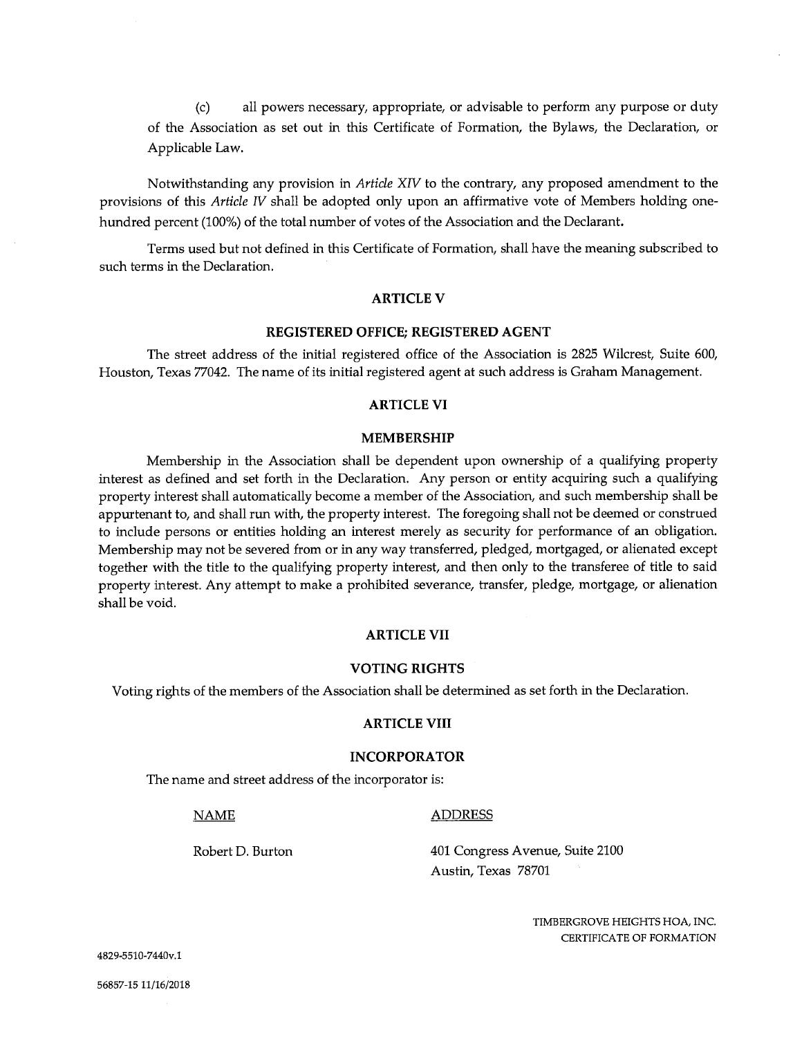(c) all powers necessary, appropriate, or advisable to perform any purpose or duty of the Association as set out in this Certificate of Formation, the Bylaws, the Declaration, or Applicable Law.

Notwithstanding any provision in *Article XIV* to the contrary, any proposed amendment to the provisions of this *Article IV* shall be adopted only upon an affirmative vote of Members holding one-hundred percent (100%) of the total number of votes of the Association and the Declarant.

Terms used but not defined in this Certificate of Formation, shall have the meaning subscribed to such terms in the Declaration.

## ARTICLE V

### REGISTERED OFFICE; REGISTERED AGENT

The street address of the initial registered office of the Association is 2825 Wilcrest, Suite 600, Houston, Texas 77042. The name of its initial registered agent at such address is Graham Management.

## ARTICLE VI

### MEMBERSHIP

Membership in the Association shall be dependent upon ownership of a qualifying property interest as defined and set forth in the Declaration. Any person or entity acquiring such a qualifying property interest shall automatically become a member of the Association, and such membership shall be appurtenant to, and shall run with, the property interest. The foregoing shall not be deemed or construed to include persons or entities holding an interest merely as security for performance of an obligation. Membership may not be severed from or in any way transferred, pledged, mortgaged, or alienated except together with the title to the qualifying property interest, and then only to the transferee of title to said property interest. Any attempt to make a prohibited severance, transfer, pledge, mortgage, or alienation shall be void.

## ARTICLE VII

### VOTING RIGHTS

Voting rights of the members of the Association shall be determined as set forth in the Declaration.

## ARTICLE VIII

### INCORPORATOR

The name and street address of the incorporator is:

| NAME | ADDRESS |
| --- | --- |
| Robert D. Burton | 401 Congress Avenue, Suite 2100<br>Austin, Texas 78701 |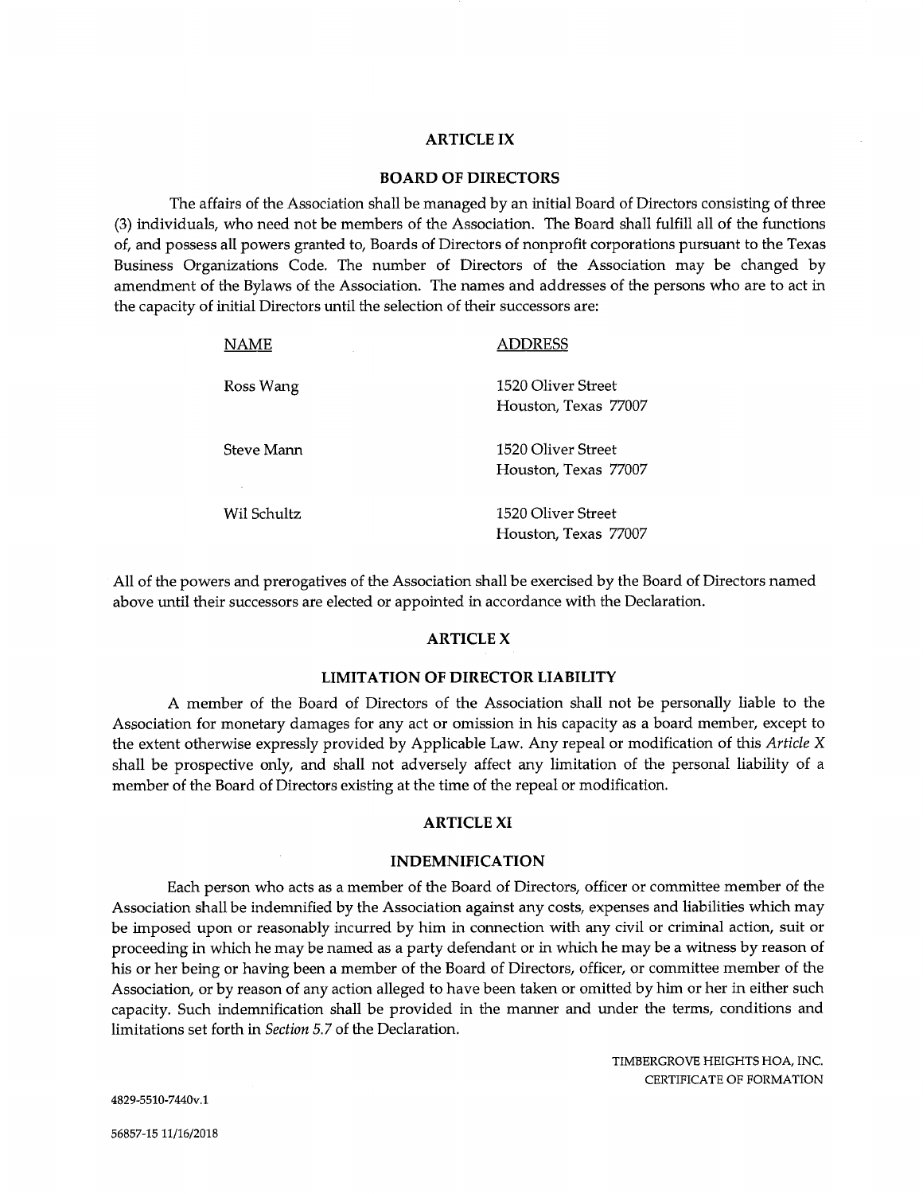## ARTICLE IX

## BOARD OF DIRECTORS

The affairs of the Association shall be managed by an initial Board of Directors consisting of three (3) individuals, who need not be members of the Association. The Board shall fulfill all of the functions of, and possess all powers granted to, Boards of Directors of nonprofit corporations pursuant to the Texas Business Organizations Code. The number of Directors of the Association may be changed by amendment of the Bylaws of the Association. The names and addresses of the persons who are to act in the capacity of initial Directors until the selection of their successors are:

| NAME | ADDRESS |
| --- | --- |
| Ross Wang | 1520 Oliver Street<br>Houston, Texas 77007 |
| Steve Mann | 1520 Oliver Street<br>Houston, Texas 77007 |
| Wil Schultz | 1520 Oliver Street<br>Houston, Texas 77007 |

All of the powers and prerogatives of the Association shall be exercised by the Board of Directors named above until their successors are elected or appointed in accordance with the Declaration.

## ARTICLE X

## LIMITATION OF DIRECTOR LIABILITY

A member of the Board of Directors of the Association shall not be personally liable to the Association for monetary damages for any act or omission in his capacity as a board member, except to the extent otherwise expressly provided by Applicable Law. Any repeal or modification of this *Article X* shall be prospective only, and shall not adversely affect any limitation of the personal liability of a member of the Board of Directors existing at the time of the repeal or modification.

## ARTICLE XI

## INDEMNIFICATION

Each person who acts as a member of the Board of Directors, officer or committee member of the Association shall be indemnified by the Association against any costs, expenses and liabilities which may be imposed upon or reasonably incurred by him in connection with any civil or criminal action, suit or proceeding in which he may be named as a party defendant or in which he may be a witness by reason of his or her being or having been a member of the Board of Directors, officer, or committee member of the Association, or by reason of any action alleged to have been taken or omitted by him or her in either such capacity. Such indemnification shall be provided in the manner and under the terms, conditions and limitations set forth in *Section 5.7* of the Declaration.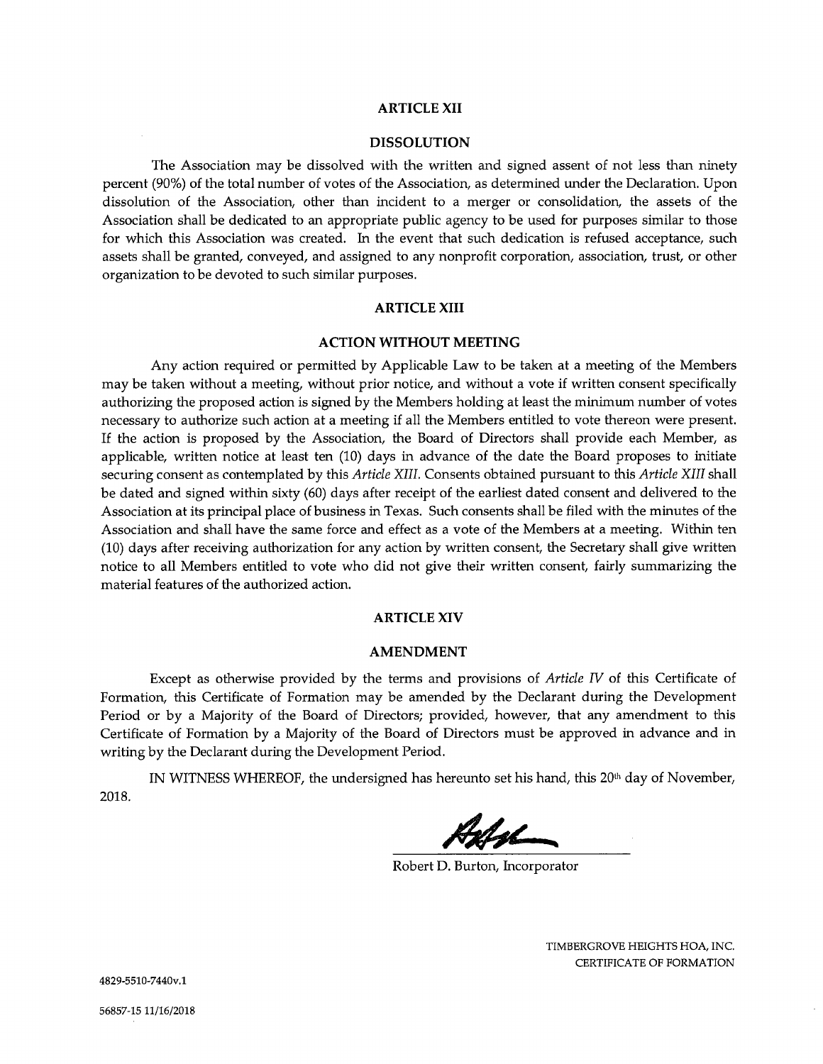## ARTICLE XII

## DISSOLUTION

The Association may be dissolved with the written and signed assent of not less than ninety percent (90%) of the total number of votes of the Association, as determined under the Declaration. Upon dissolution of the Association, other than incident to a merger or consolidation, the assets of the Association shall be dedicated to an appropriate public agency to be used for purposes similar to those for which this Association was created. In the event that such dedication is refused acceptance, such assets shall be granted, conveyed, and assigned to any nonprofit corporation, association, trust, or other organization to be devoted to such similar purposes.

## ARTICLE XIII

## ACTION WITHOUT MEETING

Any action required or permitted by Applicable Law to be taken at a meeting of the Members may be taken without a meeting, without prior notice, and without a vote if written consent specifically authorizing the proposed action is signed by the Members holding at least the minimum number of votes necessary to authorize such action at a meeting if all the Members entitled to vote thereon were present. If the action is proposed by the Association, the Board of Directors shall provide each Member, as applicable, written notice at least ten (10) days in advance of the date the Board proposes to initiate securing consent as contemplated by this *Article XIII*. Consents obtained pursuant to this *Article XIII* shall be dated and signed within sixty (60) days after receipt of the earliest dated consent and delivered to the Association at its principal place of business in Texas. Such consents shall be filed with the minutes of the Association and shall have the same force and effect as a vote of the Members at a meeting. Within ten (10) days after receiving authorization for any action by written consent, the Secretary shall give written notice to all Members entitled to vote who did not give their written consent, fairly summarizing the material features of the authorized action.

## ARTICLE XIV

## AMENDMENT

Except as otherwise provided by the terms and provisions of *Article IV* of this Certificate of Formation, this Certificate of Formation may be amended by the Declarant during the Development Period or by a Majority of the Board of Directors; provided, however, that any amendment to this Certificate of Formation by a Majority of the Board of Directors must be approved in advance and in writing by the Declarant during the Development Period.

IN WITNESS WHEREOF, the undersigned has hereunto set his hand, this 20th day of November, 2018.

Robert D. Burton, Incorporator

4829-5510-7440v.1

56857-15 11/16/2018